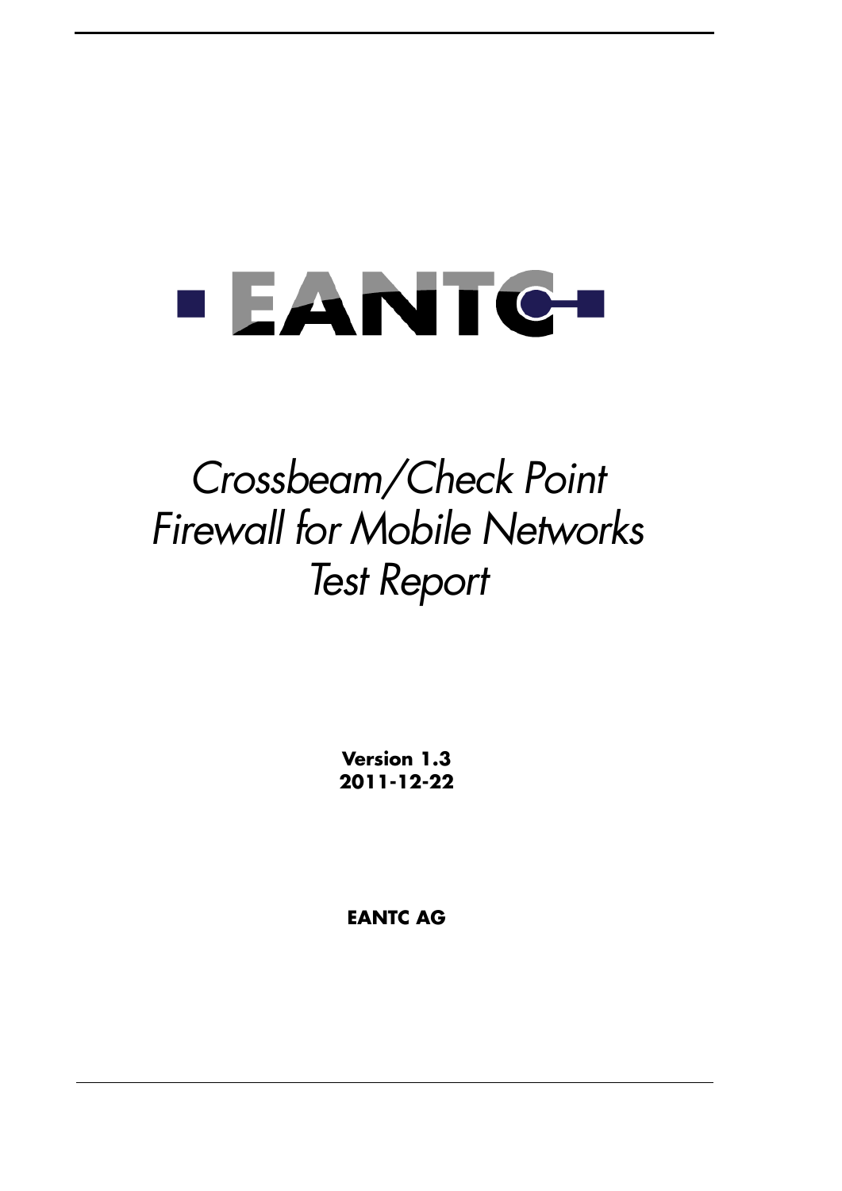EANTC

# *Crossbeam/Check Point Firewall for Mobile Networks Test Report*

**Version 1.3**
**2011-12-22**

**EANTC AG**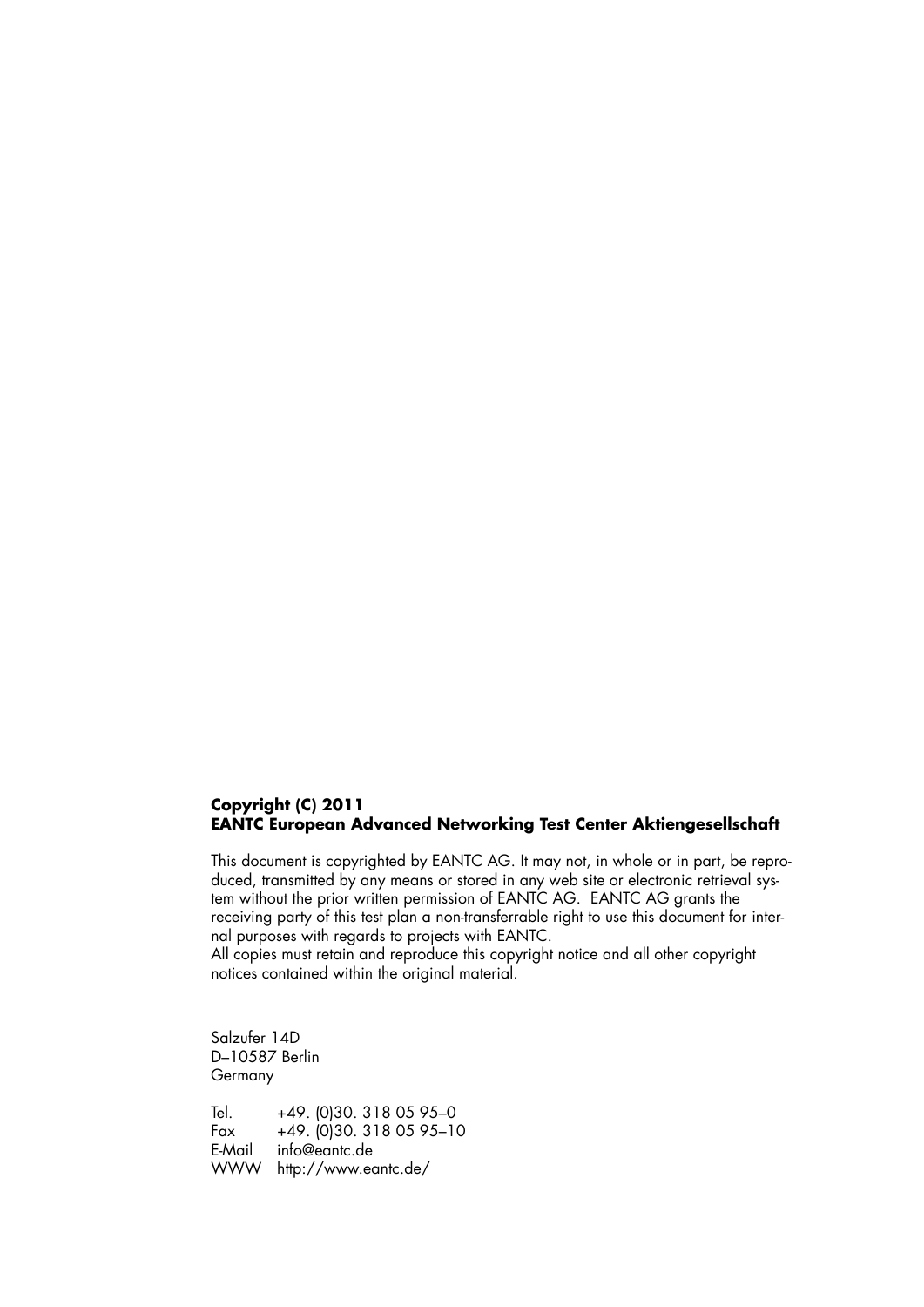**Copyright (C) 2011**
**EANTC European Advanced Networking Test Center Aktiengesellschaft**

This document is copyrighted by EANTC AG. It may not, in whole or in part, be reproduced, transmitted by any means or stored in any web site or electronic retrieval system without the prior written permission of EANTC AG. EANTC AG grants the receiving party of this test plan a non-transferrable right to use this document for internal purposes with regards to projects with EANTC.
All copies must retain and reproduce this copyright notice and all other copyright notices contained within the original material.

Salzufer 14D
D–10587 Berlin
Germany

| | |
|---|---|
| Tel. | +49. (0)30. 318 05 95–0 |
| Fax | +49. (0)30. 318 05 95–10 |
| E-Mail | info@eantc.de |
| WWW | http://www.eantc.de/ |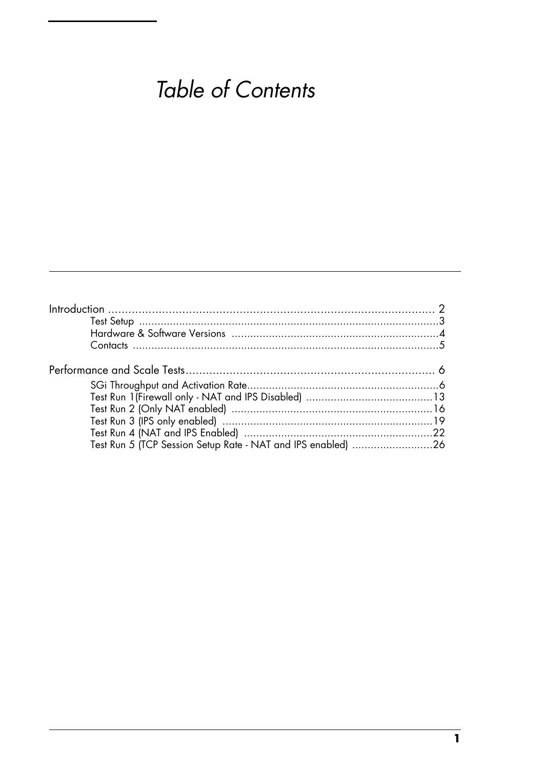# Table of Contents

Introduction .................................................................................. 2
- Test Setup .................................................................................. 3
- Hardware & Software Versions .................................................................. 4
- Contacts .................................................................................. 5

Performance and Scale Tests .................................................................................. 6
- SGi Throughput and Activation Rate .................................................................. 6
- Test Run 1(Firewall only - NAT and IPS Disabled) .................................................. 13
- Test Run 2 (Only NAT enabled) .................................................................. 16
- Test Run 3 (IPS only enabled) .................................................................. 19
- Test Run 4 (NAT and IPS Enabled) .................................................................. 22
- Test Run 5 (TCP Session Setup Rate - NAT and IPS enabled) .................................. 26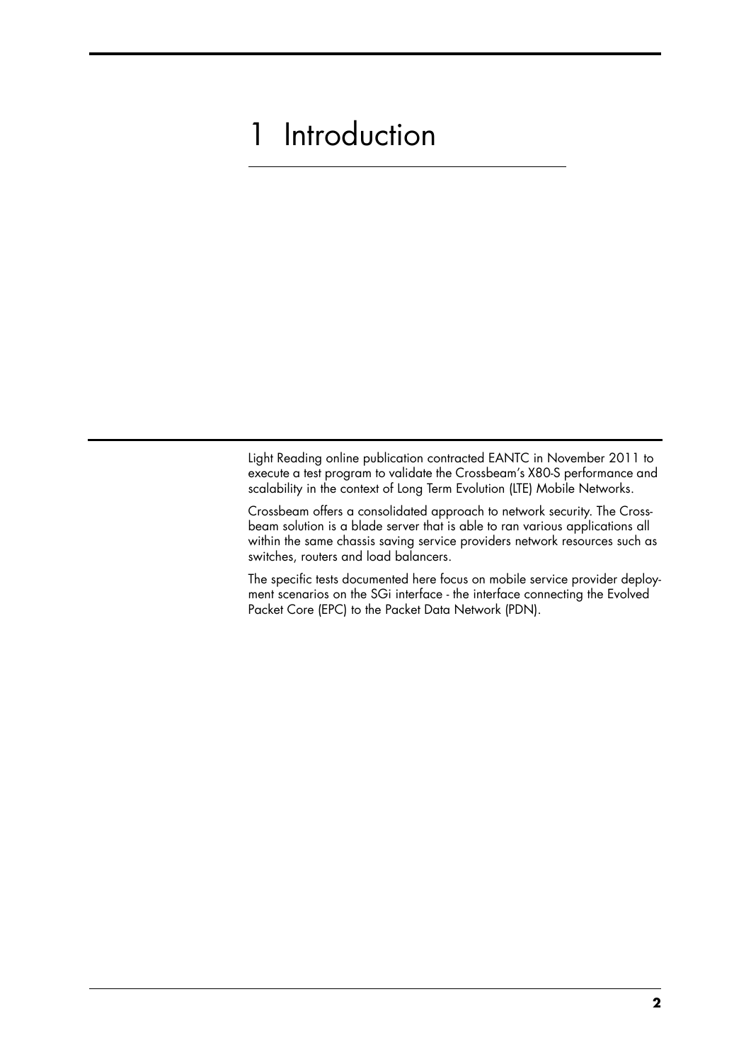# 1 Introduction

Light Reading online publication contracted EANTC in November 2011 to execute a test program to validate the Crossbeam's X80-S performance and scalability in the context of Long Term Evolution (LTE) Mobile Networks.

Crossbeam offers a consolidated approach to network security. The Crossbeam solution is a blade server that is able to ran various applications all within the same chassis saving service providers network resources such as switches, routers and load balancers.

The specific tests documented here focus on mobile service provider deployment scenarios on the SGi interface - the interface connecting the Evolved Packet Core (EPC) to the Packet Data Network (PDN).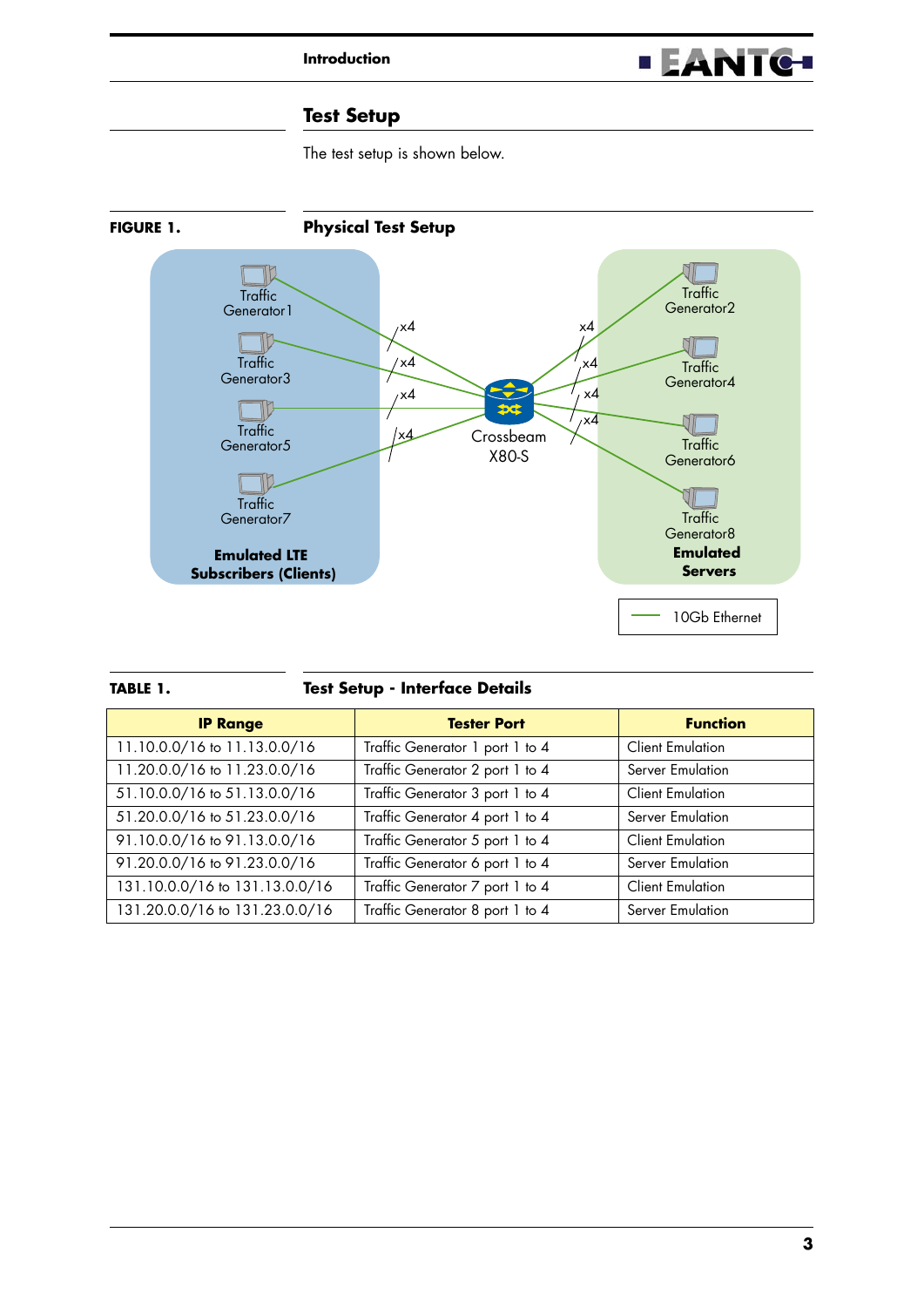## Test Setup

The test setup is shown below.

**FIGURE 1. Physical Test Setup**

**TABLE 1. Test Setup - Interface Details**

| IP Range | Tester Port | Function |
|---|---|---|
| 11.10.0.0/16 to 11.13.0.0/16 | Traffic Generator 1 port 1 to 4 | Client Emulation |
| 11.20.0.0/16 to 11.23.0.0/16 | Traffic Generator 2 port 1 to 4 | Server Emulation |
| 51.10.0.0/16 to 51.13.0.0/16 | Traffic Generator 3 port 1 to 4 | Client Emulation |
| 51.20.0.0/16 to 51.23.0.0/16 | Traffic Generator 4 port 1 to 4 | Server Emulation |
| 91.10.0.0/16 to 91.13.0.0/16 | Traffic Generator 5 port 1 to 4 | Client Emulation |
| 91.20.0.0/16 to 91.23.0.0/16 | Traffic Generator 6 port 1 to 4 | Server Emulation |
| 131.10.0.0/16 to 131.13.0.0/16 | Traffic Generator 7 port 1 to 4 | Client Emulation |
| 131.20.0.0/16 to 131.23.0.0/16 | Traffic Generator 8 port 1 to 4 | Server Emulation |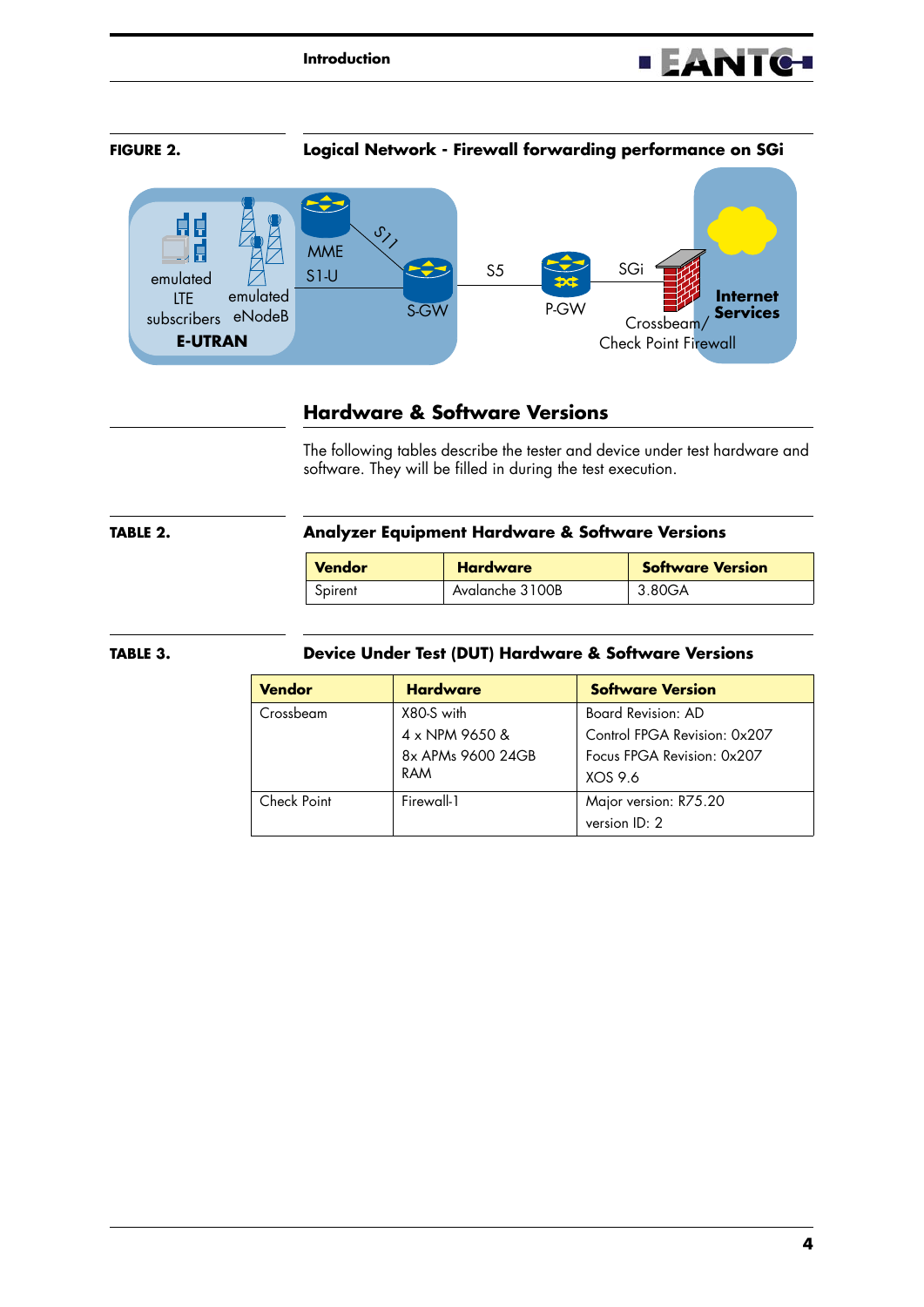**FIGURE 2.** **Logical Network - Firewall forwarding performance on SGi**

emulated LTE subscribers, emulated eNodeB, E-UTRAN, MME, S11, S1-U, S-GW, S5, P-GW, SGi, Crossbeam/ Check Point Firewall, Internet Services

## Hardware & Software Versions

The following tables describe the tester and device under test hardware and software. They will be filled in during the test execution.

**TABLE 2.** **Analyzer Equipment Hardware & Software Versions**

| Vendor | Hardware | Software Version |
|---|---|---|
| Spirent | Avalanche 3100B | 3.80GA |

**TABLE 3.** **Device Under Test (DUT) Hardware & Software Versions**

| Vendor | Hardware | Software Version |
|---|---|---|
| Crossbeam | X80-S with 4 x NPM 9650 & 8x APMs 9600 24GB RAM | Board Revision: AD Control FPGA Revision: 0x207 Focus FPGA Revision: 0x207 XOS 9.6 |
| Check Point | Firewall-1 | Major version: R75.20 version ID: 2 |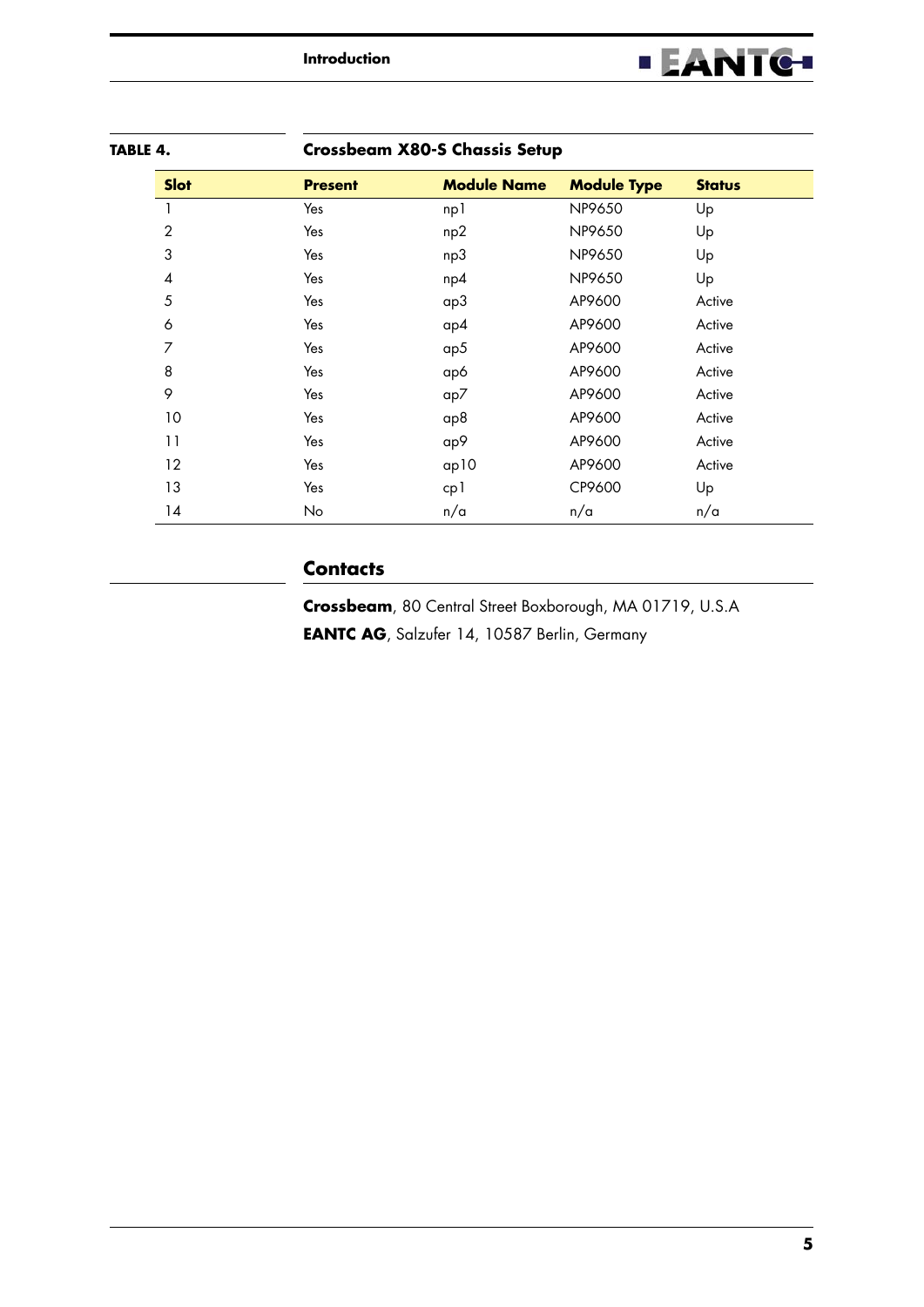**TABLE 4. Crossbeam X80-S Chassis Setup**

| Slot | Present | Module Name | Module Type | Status |
|---|---|---|---|---|
| 1 | Yes | np1 | NP9650 | Up |
| 2 | Yes | np2 | NP9650 | Up |
| 3 | Yes | np3 | NP9650 | Up |
| 4 | Yes | np4 | NP9650 | Up |
| 5 | Yes | ap3 | AP9600 | Active |
| 6 | Yes | ap4 | AP9600 | Active |
| 7 | Yes | ap5 | AP9600 | Active |
| 8 | Yes | ap6 | AP9600 | Active |
| 9 | Yes | ap7 | AP9600 | Active |
| 10 | Yes | ap8 | AP9600 | Active |
| 11 | Yes | ap9 | AP9600 | Active |
| 12 | Yes | ap10 | AP9600 | Active |
| 13 | Yes | cp1 | CP9600 | Up |
| 14 | No | n/a | n/a | n/a |

## Contacts

**Crossbeam**, 80 Central Street Boxborough, MA 01719, U.S.A

**EANTC AG**, Salzufer 14, 10587 Berlin, Germany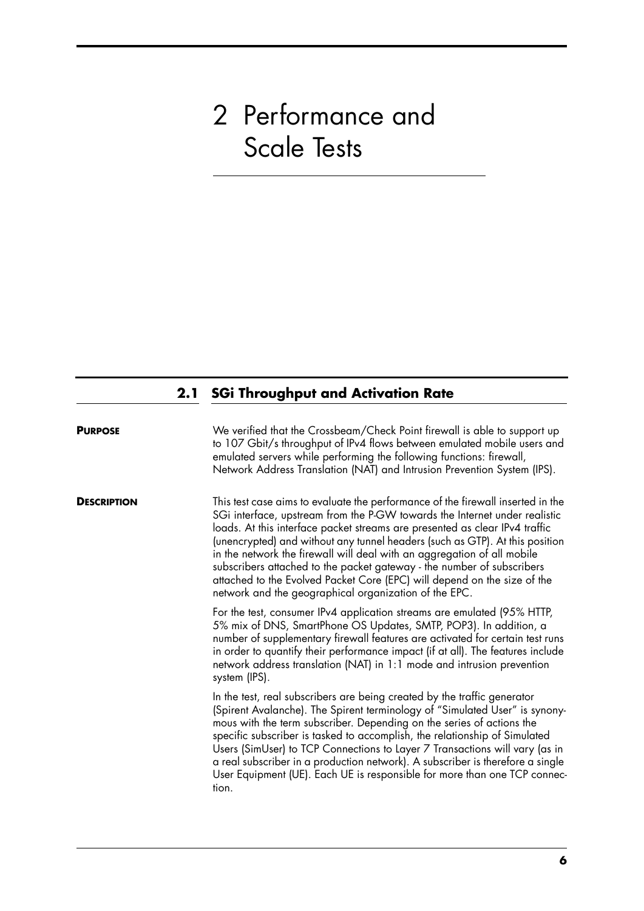# 2 Performance and Scale Tests

## 2.1 SGi Throughput and Activation Rate

**PURPOSE**

We verified that the Crossbeam/Check Point firewall is able to support up to 107 Gbit/s throughput of IPv4 flows between emulated mobile users and emulated servers while performing the following functions: firewall, Network Address Translation (NAT) and Intrusion Prevention System (IPS).

**DESCRIPTION**

This test case aims to evaluate the performance of the firewall inserted in the SGi interface, upstream from the P-GW towards the Internet under realistic loads. At this interface packet streams are presented as clear IPv4 traffic (unencrypted) and without any tunnel headers (such as GTP). At this position in the network the firewall will deal with an aggregation of all mobile subscribers attached to the packet gateway - the number of subscribers attached to the Evolved Packet Core (EPC) will depend on the size of the network and the geographical organization of the EPC.

For the test, consumer IPv4 application streams are emulated (95% HTTP, 5% mix of DNS, SmartPhone OS Updates, SMTP, POP3). In addition, a number of supplementary firewall features are activated for certain test runs in order to quantify their performance impact (if at all). The features include network address translation (NAT) in 1:1 mode and intrusion prevention system (IPS).

In the test, real subscribers are being created by the traffic generator (Spirent Avalanche). The Spirent terminology of "Simulated User" is synonymous with the term subscriber. Depending on the series of actions the specific subscriber is tasked to accomplish, the relationship of Simulated Users (SimUser) to TCP Connections to Layer 7 Transactions will vary (as in a real subscriber in a production network). A subscriber is therefore a single User Equipment (UE). Each UE is responsible for more than one TCP connection.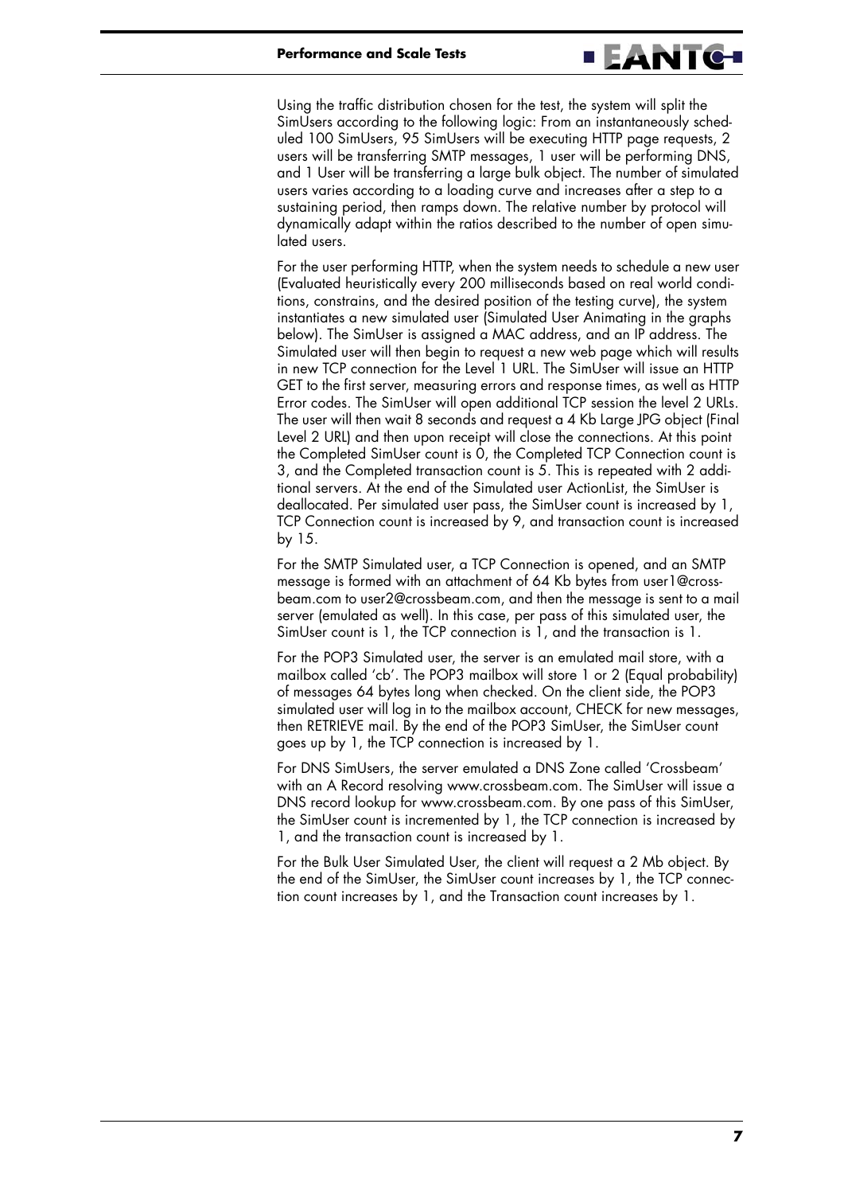Using the traffic distribution chosen for the test, the system will split the SimUsers according to the following logic: From an instantaneously scheduled 100 SimUsers, 95 SimUsers will be executing HTTP page requests, 2 users will be transferring SMTP messages, 1 user will be performing DNS, and 1 User will be transferring a large bulk object. The number of simulated users varies according to a loading curve and increases after a step to a sustaining period, then ramps down. The relative number by protocol will dynamically adapt within the ratios described to the number of open simulated users.

For the user performing HTTP, when the system needs to schedule a new user (Evaluated heuristically every 200 milliseconds based on real world conditions, constrains, and the desired position of the testing curve), the system instantiates a new simulated user (Simulated User Animating in the graphs below). The SimUser is assigned a MAC address, and an IP address. The Simulated user will then begin to request a new web page which will results in new TCP connection for the Level 1 URL. The SimUser will issue an HTTP GET to the first server, measuring errors and response times, as well as HTTP Error codes. The SimUser will open additional TCP session the level 2 URLs. The user will then wait 8 seconds and request a 4 Kb Large JPG object (Final Level 2 URL) and then upon receipt will close the connections. At this point the Completed SimUser count is 0, the Completed TCP Connection count is 3, and the Completed transaction count is 5. This is repeated with 2 additional servers. At the end of the Simulated user ActionList, the SimUser is deallocated. Per simulated user pass, the SimUser count is increased by 1, TCP Connection count is increased by 9, and transaction count is increased by 15.

For the SMTP Simulated user, a TCP Connection is opened, and an SMTP message is formed with an attachment of 64 Kb bytes from user1@crossbeam.com to user2@crossbeam.com, and then the message is sent to a mail server (emulated as well). In this case, per pass of this simulated user, the SimUser count is 1, the TCP connection is 1, and the transaction is 1.

For the POP3 Simulated user, the server is an emulated mail store, with a mailbox called 'cb'. The POP3 mailbox will store 1 or 2 (Equal probability) of messages 64 bytes long when checked. On the client side, the POP3 simulated user will log in to the mailbox account, CHECK for new messages, then RETRIEVE mail. By the end of the POP3 SimUser, the SimUser count goes up by 1, the TCP connection is increased by 1.

For DNS SimUsers, the server emulated a DNS Zone called 'Crossbeam' with an A Record resolving www.crossbeam.com. The SimUser will issue a DNS record lookup for www.crossbeam.com. By one pass of this SimUser, the SimUser count is incremented by 1, the TCP connection is increased by 1, and the transaction count is increased by 1.

For the Bulk User Simulated User, the client will request a 2 Mb object. By the end of the SimUser, the SimUser count increases by 1, the TCP connection count increases by 1, and the Transaction count increases by 1.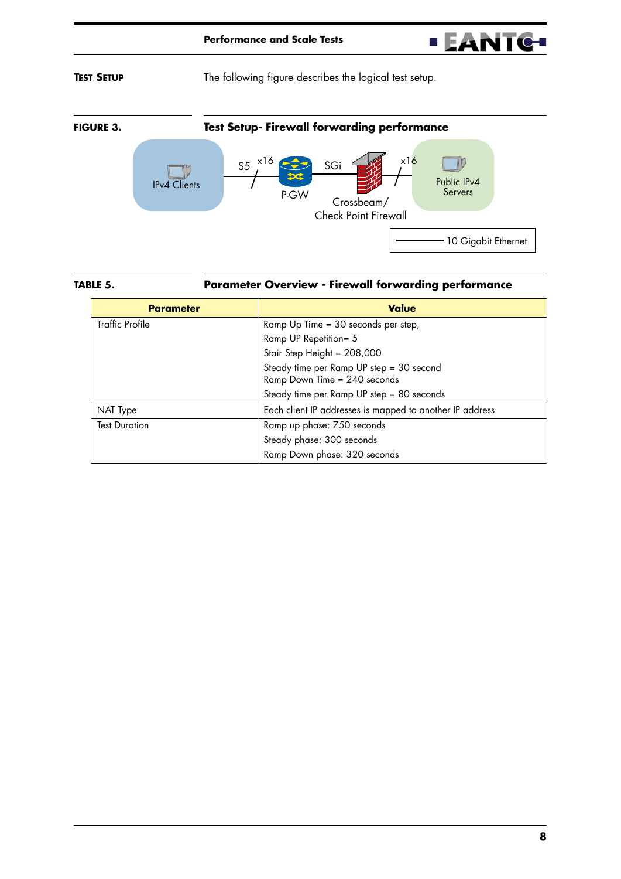**TEST SETUP**

The following figure describes the logical test setup.

**FIGURE 3.** **Test Setup- Firewall forwarding performance**

IPv4 Clients — S5 x16 — P-GW — SGi — Crossbeam/ Check Point Firewall — x16 — Public IPv4 Servers

10 Gigabit Ethernet

**TABLE 5.** **Parameter Overview - Firewall forwarding performance**

| Parameter | Value |
|---|---|
| Traffic Profile | Ramp Up Time = 30 seconds per step,<br>Ramp UP Repetition= 5<br>Stair Step Height = 208,000<br>Steady time per Ramp UP step = 30 second<br>Ramp Down Time = 240 seconds<br>Steady time per Ramp UP step = 80 seconds |
| NAT Type | Each client IP addresses is mapped to another IP address |
| Test Duration | Ramp up phase: 750 seconds<br>Steady phase: 300 seconds<br>Ramp Down phase: 320 seconds |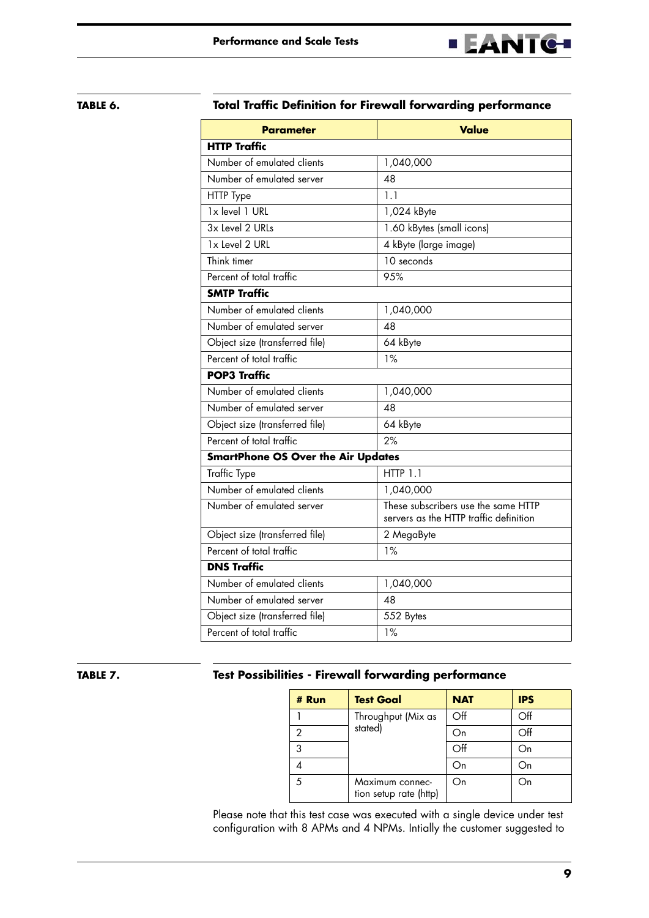**TABLE 6. Total Traffic Definition for Firewall forwarding performance**

| Parameter | Value |
|---|---|
| **HTTP Traffic** | |
| Number of emulated clients | 1,040,000 |
| Number of emulated server | 48 |
| HTTP Type | 1.1 |
| 1x level 1 URL | 1,024 kByte |
| 3x Level 2 URLs | 1.60 kBytes (small icons) |
| 1x Level 2 URL | 4 kByte (large image) |
| Think timer | 10 seconds |
| Percent of total traffic | 95% |
| **SMTP Traffic** | |
| Number of emulated clients | 1,040,000 |
| Number of emulated server | 48 |
| Object size (transferred file) | 64 kByte |
| Percent of total traffic | 1% |
| **POP3 Traffic** | |
| Number of emulated clients | 1,040,000 |
| Number of emulated server | 48 |
| Object size (transferred file) | 64 kByte |
| Percent of total traffic | 2% |
| **SmartPhone OS Over the Air Updates** | |
| Traffic Type | HTTP 1.1 |
| Number of emulated clients | 1,040,000 |
| Number of emulated server | These subscribers use the same HTTP servers as the HTTP traffic definition |
| Object size (transferred file) | 2 MegaByte |
| Percent of total traffic | 1% |
| **DNS Traffic** | |
| Number of emulated clients | 1,040,000 |
| Number of emulated server | 48 |
| Object size (transferred file) | 552 Bytes |
| Percent of total traffic | 1% |

**TABLE 7. Test Possibilities - Firewall forwarding performance**

| # Run | Test Goal | NAT | IPS |
|---|---|---|---|
| 1 | Throughput (Mix as stated) | Off | Off |
| 2 | | On | Off |
| 3 | | Off | On |
| 4 | | On | On |
| 5 | Maximum connection setup rate (http) | On | On |

Please note that this test case was executed with a single device under test configuration with 8 APMs and 4 NPMs. Intially the customer suggested to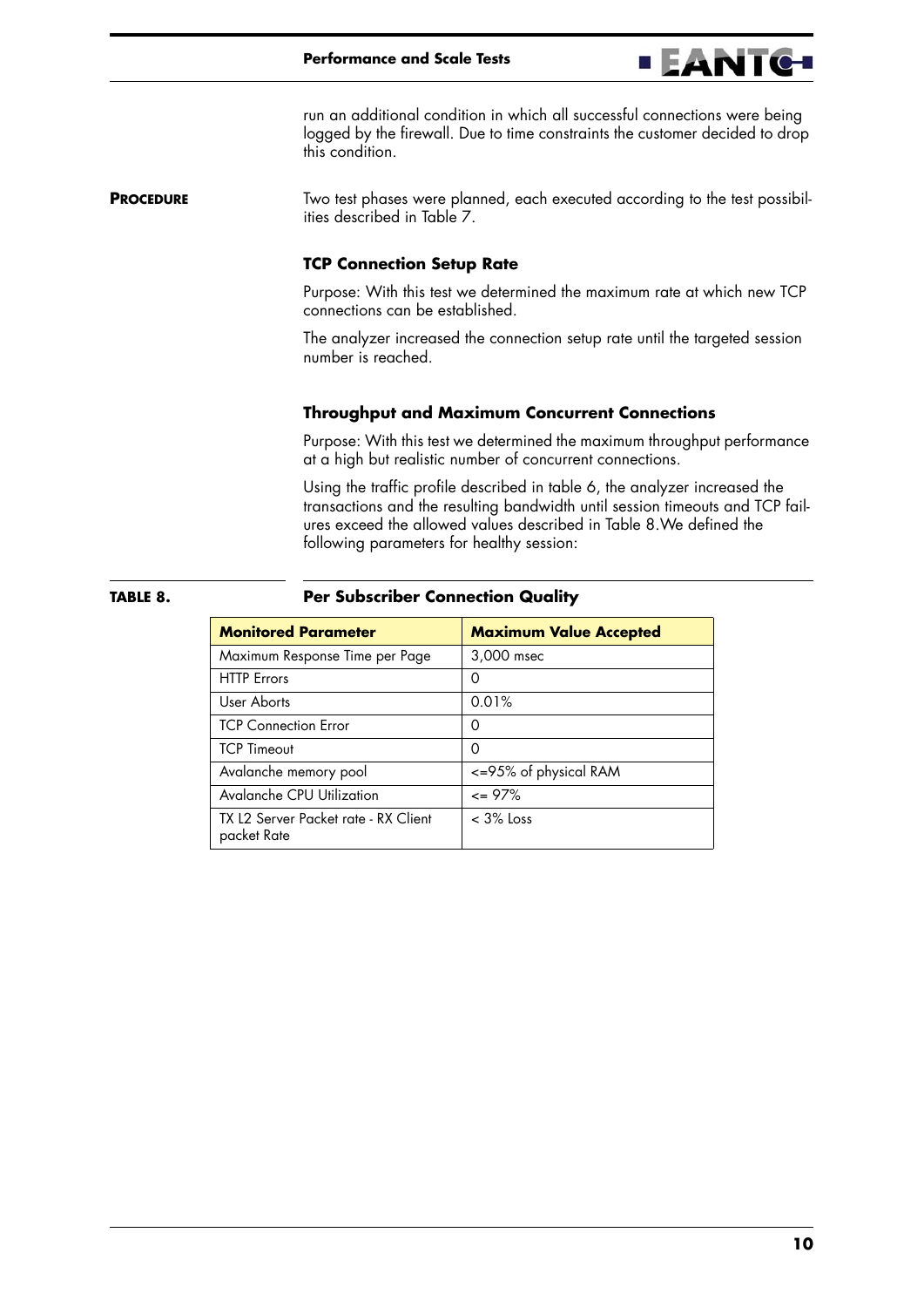run an additional condition in which all successful connections were being logged by the firewall. Due to time constraints the customer decided to drop this condition.

**PROCEDURE**

Two test phases were planned, each executed according to the test possibilities described in Table 7.

### TCP Connection Setup Rate

Purpose: With this test we determined the maximum rate at which new TCP connections can be established.

The analyzer increased the connection setup rate until the targeted session number is reached.

### Throughput and Maximum Concurrent Connections

Purpose: With this test we determined the maximum throughput performance at a high but realistic number of concurrent connections.

Using the traffic profile described in table 6, the analyzer increased the transactions and the resulting bandwidth until session timeouts and TCP failures exceed the allowed values described in Table 8.We defined the following parameters for healthy session:

**TABLE 8. Per Subscriber Connection Quality**

| Monitored Parameter | Maximum Value Accepted |
|---|---|
| Maximum Response Time per Page | 3,000 msec |
| HTTP Errors | 0 |
| User Aborts | 0.01% |
| TCP Connection Error | 0 |
| TCP Timeout | 0 |
| Avalanche memory pool | <=95% of physical RAM |
| Avalanche CPU Utilization | <= 97% |
| TX L2 Server Packet rate - RX Client packet Rate | < 3% Loss |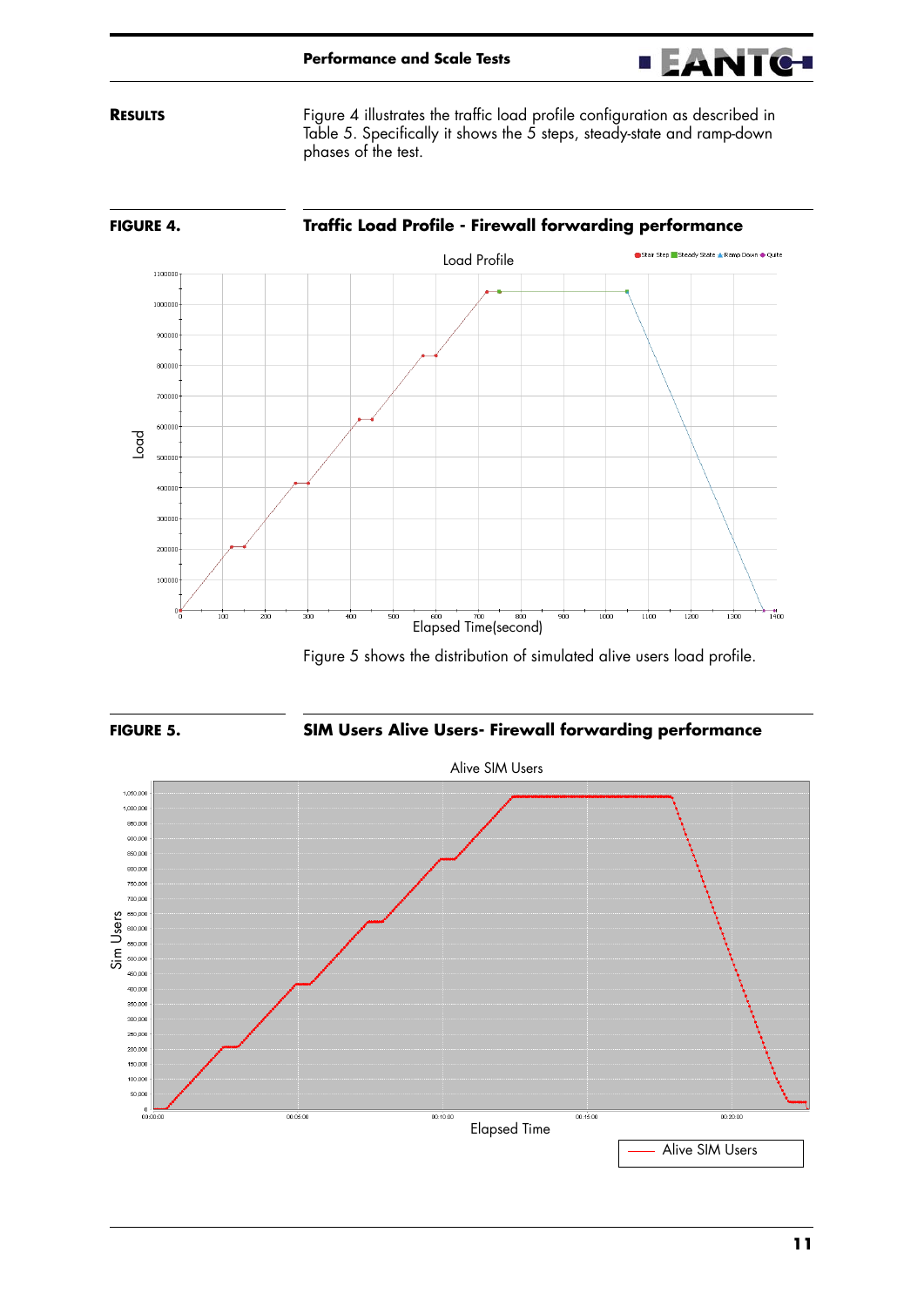## Results

Figure 4 illustrates the traffic load profile configuration as described in Table 5. Specifically it shows the 5 steps, steady-state and ramp-down phases of the test.

**FIGURE 4. Traffic Load Profile - Firewall forwarding performance**

Figure 5 shows the distribution of simulated alive users load profile.

**FIGURE 5. SIM Users Alive Users- Firewall forwarding performance**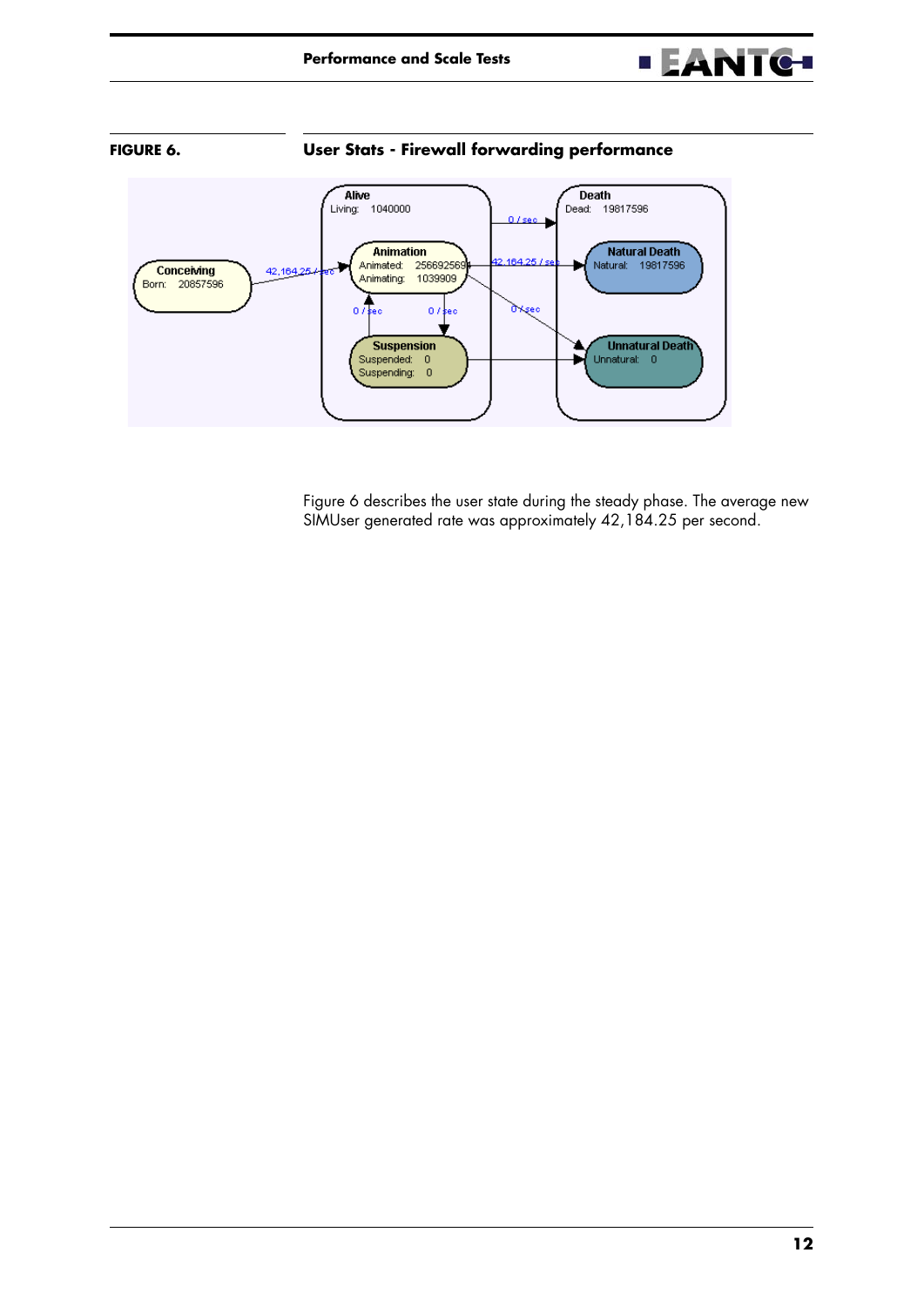**FIGURE 6. User Stats - Firewall forwarding performance**

Figure 6 describes the user state during the steady phase. The average new SIMUser generated rate was approximately 42,184.25 per second.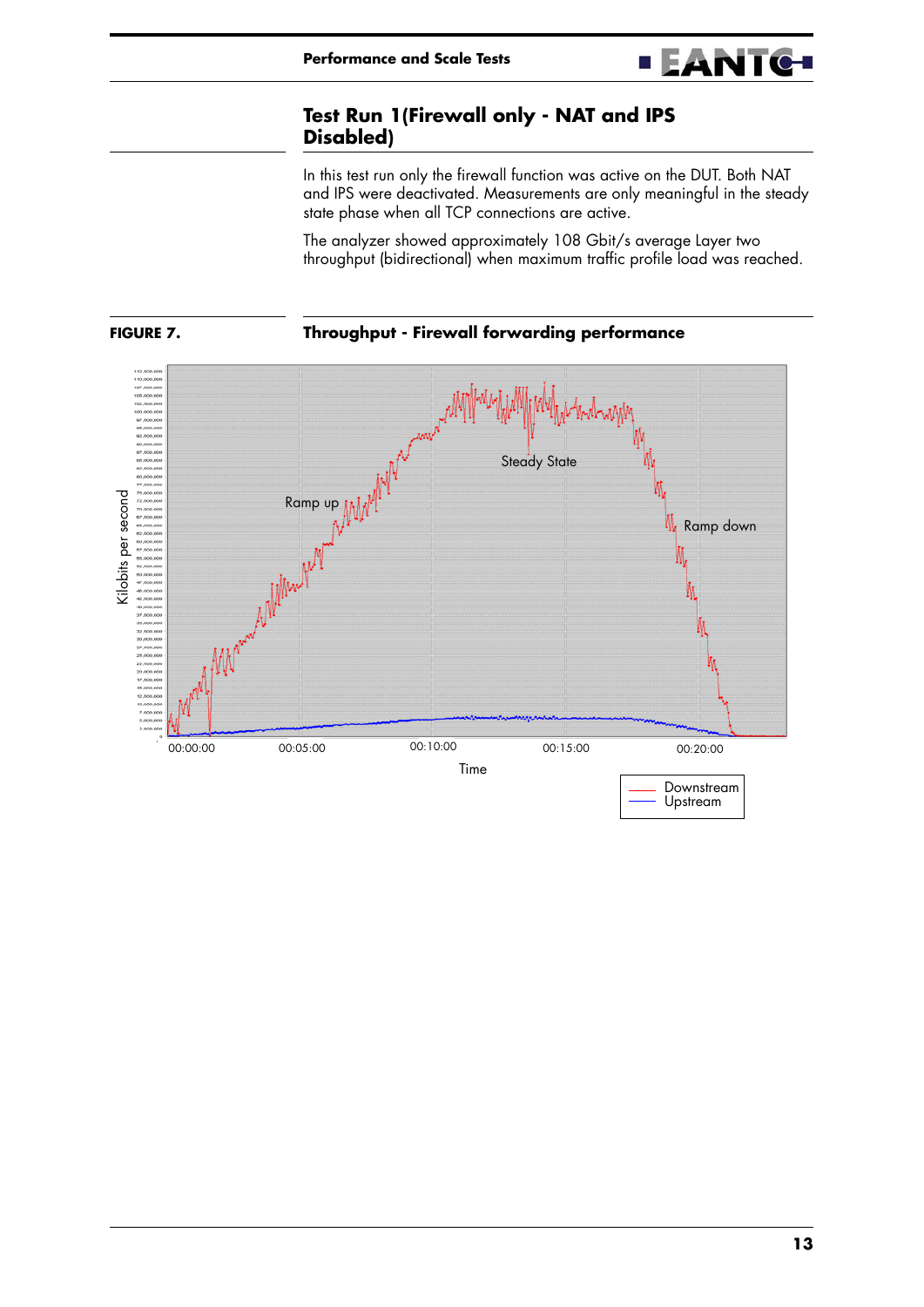## Test Run 1(Firewall only - NAT and IPS Disabled)

In this test run only the firewall function was active on the DUT. Both NAT and IPS were deactivated. Measurements are only meaningful in the steady state phase when all TCP connections are active.

The analyzer showed approximately 108 Gbit/s average Layer two throughput (bidirectional) when maximum traffic profile load was reached.

**FIGURE 7.** **Throughput - Firewall forwarding performance**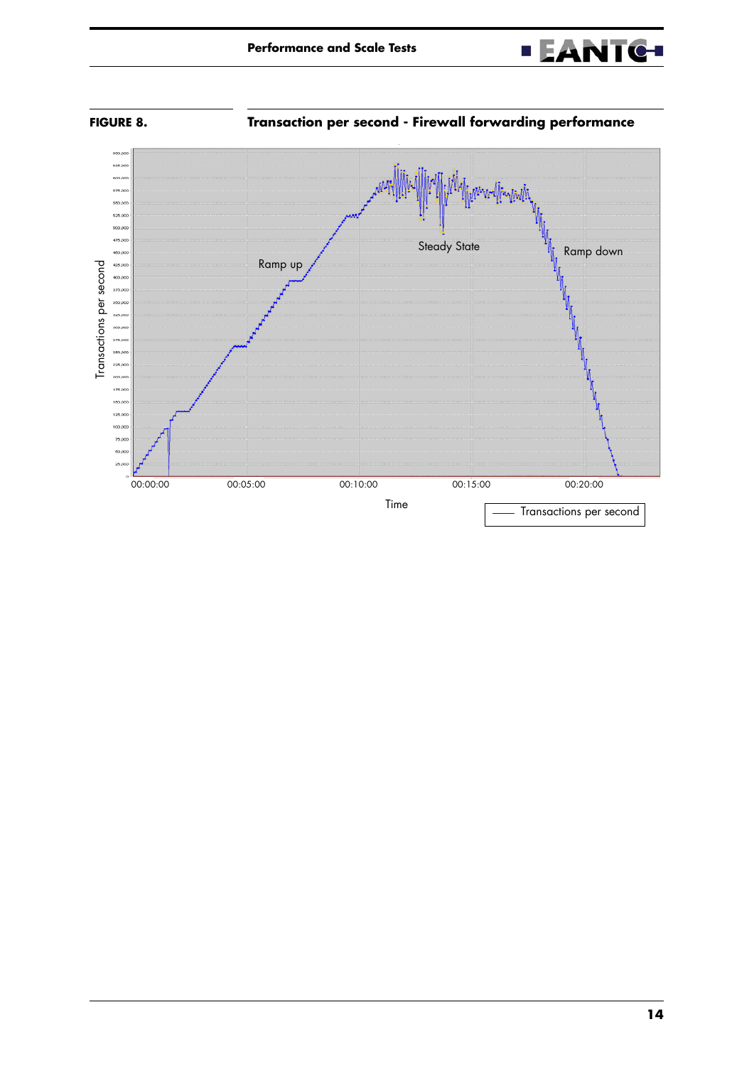**FIGURE 8. Transaction per second - Firewall forwarding performance**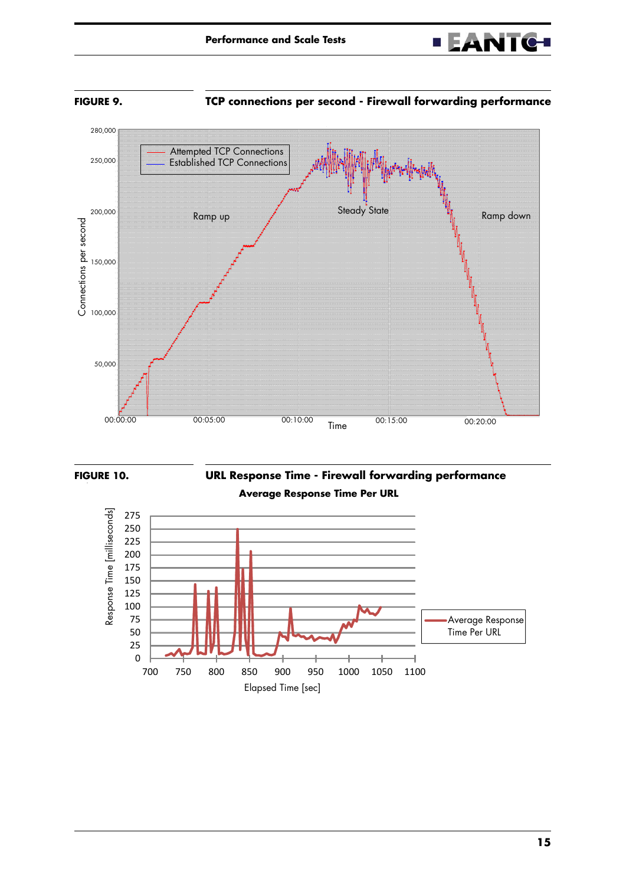**FIGURE 9.** **TCP connections per second - Firewall forwarding performance**

**FIGURE 10.** **URL Response Time - Firewall forwarding performance**

**Average Response Time Per URL**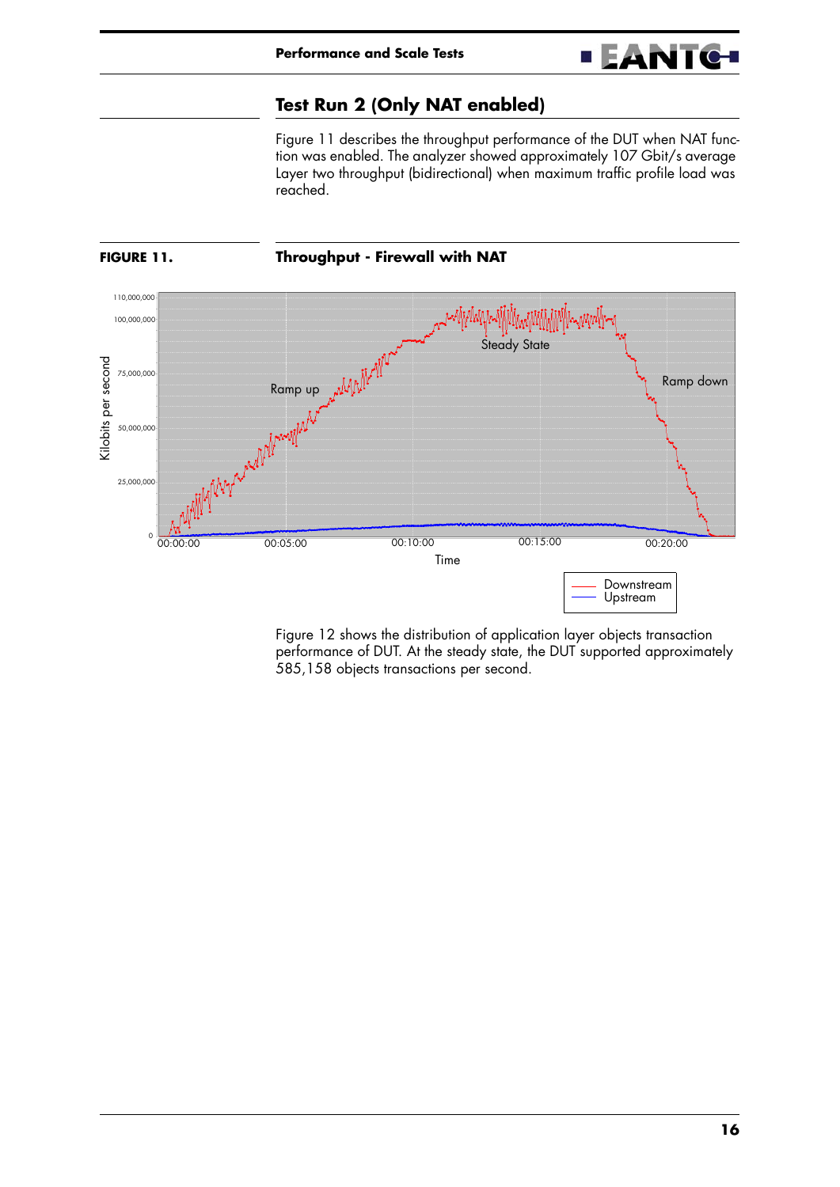## Test Run 2 (Only NAT enabled)

Figure 11 describes the throughput performance of the DUT when NAT function was enabled. The analyzer showed approximately 107 Gbit/s average Layer two throughput (bidirectional) when maximum traffic profile load was reached.

**FIGURE 11.** **Throughput - Firewall with NAT**

Figure 12 shows the distribution of application layer objects transaction performance of DUT. At the steady state, the DUT supported approximately 585,158 objects transactions per second.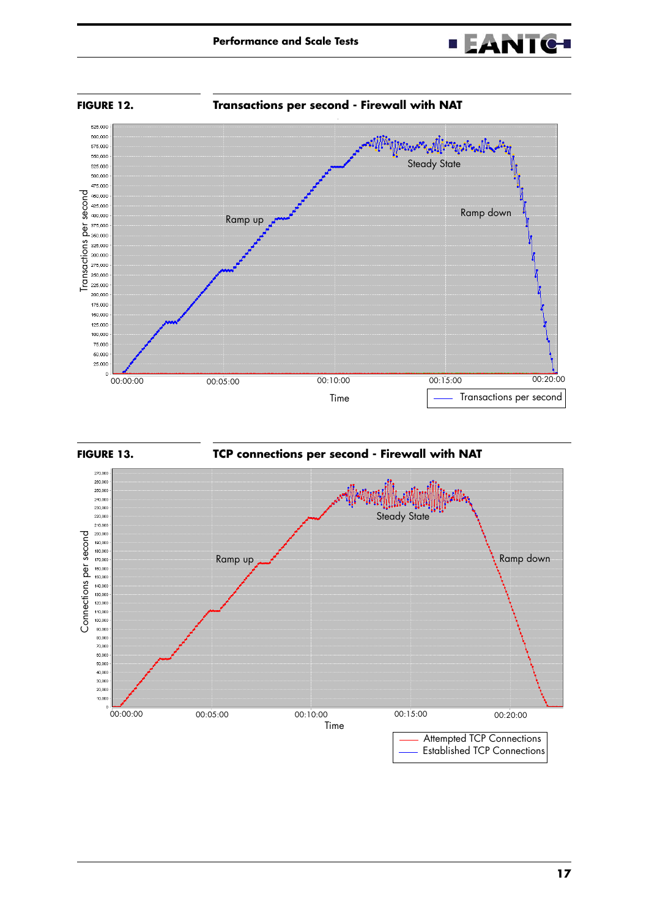**FIGURE 12.** **Transactions per second - Firewall with NAT**

**FIGURE 13.** **TCP connections per second - Firewall with NAT**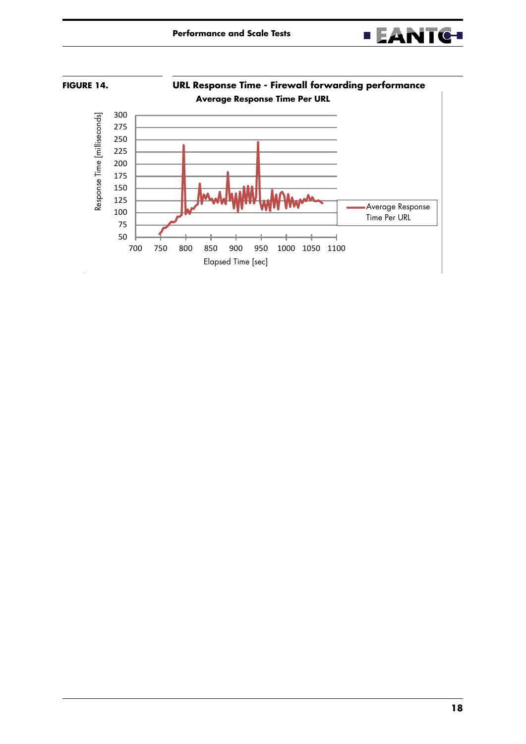**FIGURE 14. URL Response Time - Firewall forwarding performance**

**Average Response Time Per URL**

Response Time [milliseconds]

300
275
250
225
200
175
150
125
100
75
50

700 750 800 850 900 950 1000 1050 1100

Elapsed Time [sec]

Average Response Time Per URL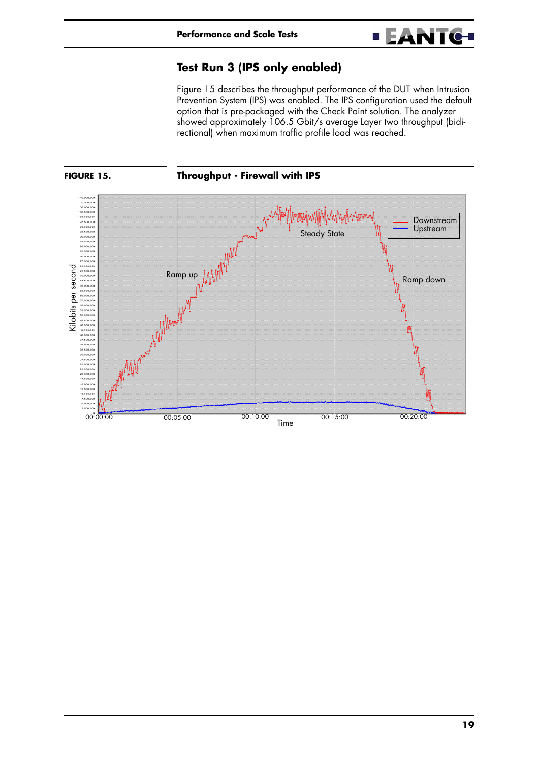## Test Run 3 (IPS only enabled)

Figure 15 describes the throughput performance of the DUT when Intrusion Prevention System (IPS) was enabled. The IPS configuration used the default option that is pre-packaged with the Check Point solution. The analyzer showed approximately 106.5 Gbit/s average Layer two throughput (bidi-rectional) when maximum traffic profile load was reached.

**FIGURE 15.** **Throughput - Firewall with IPS**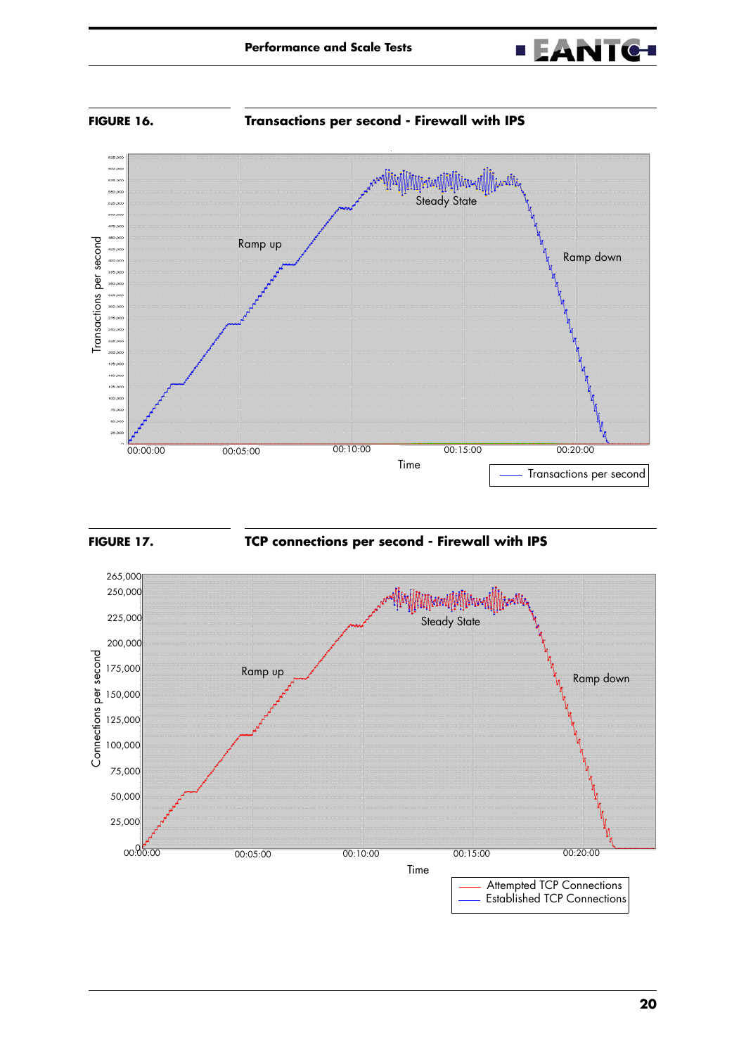**FIGURE 16.** **Transactions per second - Firewall with IPS**

**FIGURE 17.** **TCP connections per second - Firewall with IPS**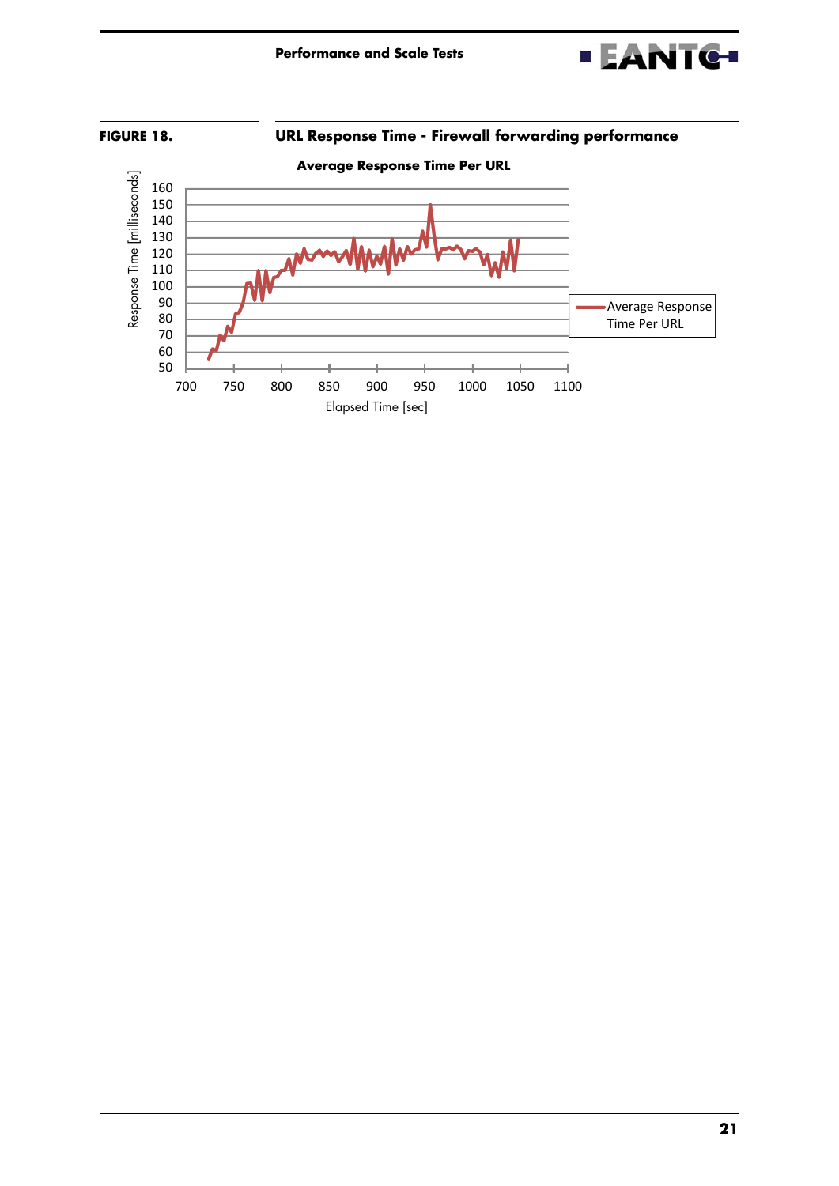**FIGURE 18. URL Response Time - Firewall forwarding performance**

**Average Response Time Per URL**

Response Time [milliseconds]

160
150
140
130
120
110
100
90
80
70
60
50

700 750 800 850 900 950 1000 1050 1100

Elapsed Time [sec]

Average Response Time Per URL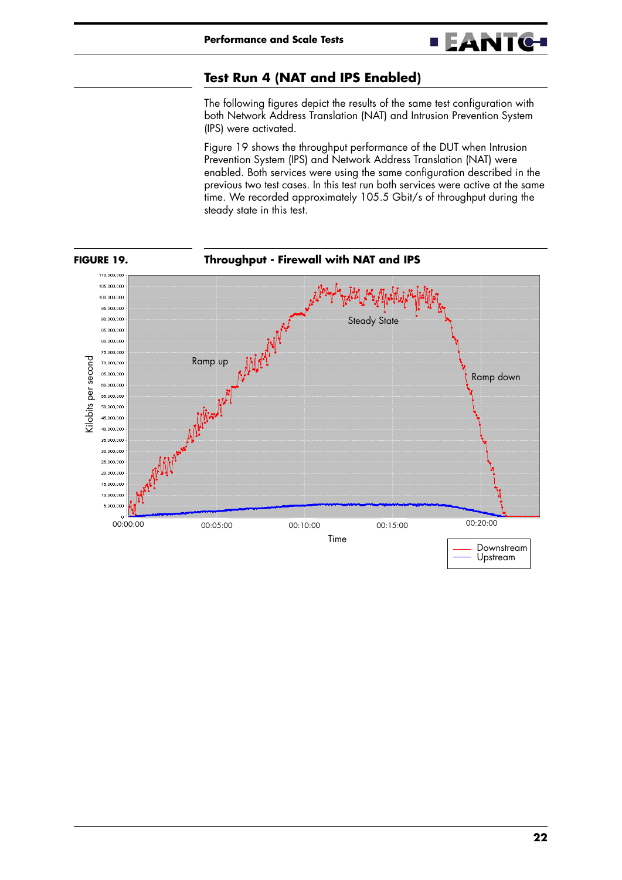## Test Run 4 (NAT and IPS Enabled)

The following figures depict the results of the same test configuration with both Network Address Translation (NAT) and Intrusion Prevention System (IPS) were activated.

Figure 19 shows the throughput performance of the DUT when Intrusion Prevention System (IPS) and Network Address Translation (NAT) were enabled. Both services were using the same configuration described in the previous two test cases. In this test run both services were active at the same time. We recorded approximately 105.5 Gbit/s of throughput during the steady state in this test.

**FIGURE 19. Throughput - Firewall with NAT and IPS**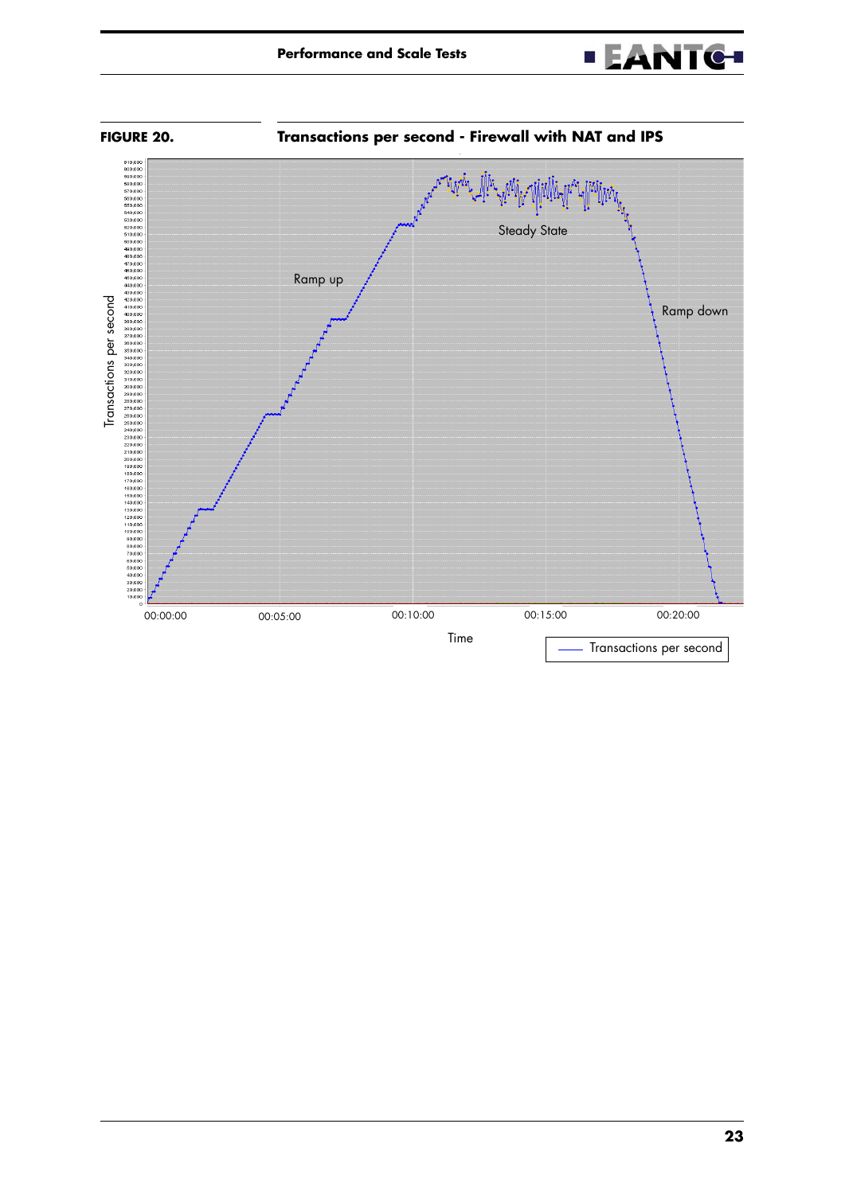**FIGURE 20.** **Transactions per second - Firewall with NAT and IPS**

Ramp up

Steady State

Ramp down

Transactions per second

Time

00:00:00 00:05:00 00:10:00 00:15:00 00:20:00

Transactions per second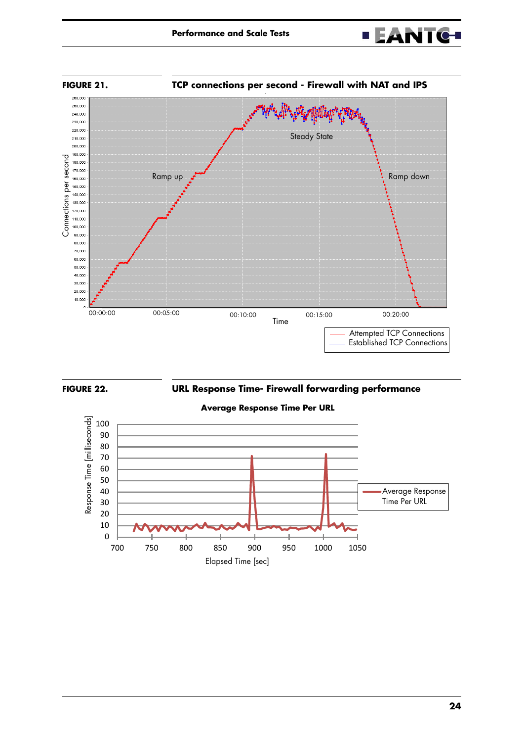**FIGURE 21.** **TCP connections per second - Firewall with NAT and IPS**

**FIGURE 22.** **URL Response Time- Firewall forwarding performance**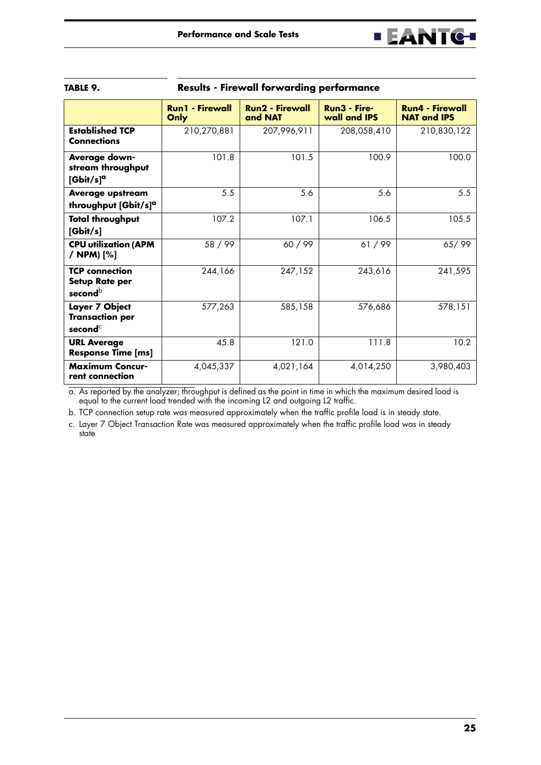**TABLE 9. Results - Firewall forwarding performance**

| | Run1 - Firewall Only | Run2 - Firewall and NAT | Run3 - Firewall and IPS | Run4 - Firewall NAT and IPS |
|---|---|---|---|---|
| **Established TCP Connections** | 210,270,881 | 207,996,911 | 208,058,410 | 210,830,122 |
| **Average downstream throughput [Gbit/s][a]** | 101.8 | 101.5 | 100.9 | 100.0 |
| **Average upstream throughput [Gbit/s][a]** | 5.5 | 5.6 | 5.6 | 5.5 |
| **Total throughput [Gbit/s]** | 107.2 | 107.1 | 106.5 | 105.5 |
| **CPU utilization (APM / NPM) [%]** | 58 / 99 | 60 / 99 | 61 / 99 | 65/ 99 |
| **TCP connection Setup Rate per second[b]** | 244,166 | 247,152 | 243,616 | 241,595 |
| **Layer 7 Object Transaction per second[c]** | 577,263 | 585,158 | 576,686 | 578,151 |
| **URL Average Response Time [ms]** | 45.8 | 121.0 | 111.8 | 10.2 |
| **Maximum Concurrent connection** | 4,045,337 | 4,021,164 | 4,014,250 | 3,980,403 |

a. As reported by the analyzer; throughput is defined as the point in time in which the maximum desired load is equal to the current load trended with the incoming L2 and outgoing L2 traffic.

b. TCP connection setup rate was measured approximately when the traffic profile load is in steady state.

c. Layer 7 Object Transaction Rate was measured approximately when the traffic profile load was in steady state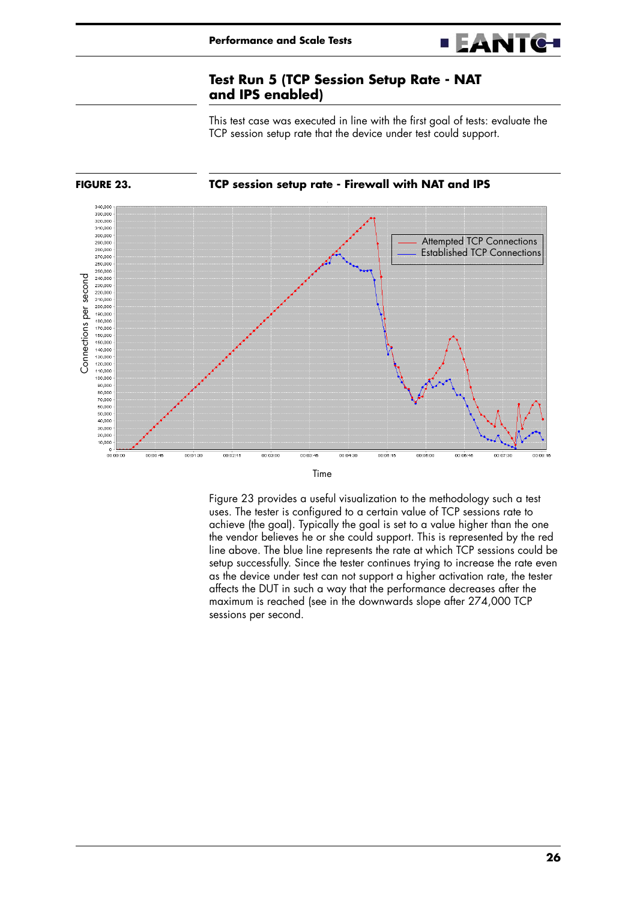## Test Run 5 (TCP Session Setup Rate - NAT and IPS enabled)

This test case was executed in line with the first goal of tests: evaluate the TCP session setup rate that the device under test could support.

**FIGURE 23.** **TCP session setup rate - Firewall with NAT and IPS**

Figure 23 provides a useful visualization to the methodology such a test uses. The tester is configured to a certain value of TCP sessions rate to achieve (the goal). Typically the goal is set to a value higher than the one the vendor believes he or she could support. This is represented by the red line above. The blue line represents the rate at which TCP sessions could be setup successfully. Since the tester continues trying to increase the rate even as the device under test can not support a higher activation rate, the tester affects the DUT in such a way that the performance decreases after the maximum is reached (see in the downwards slope after 274,000 TCP sessions per second.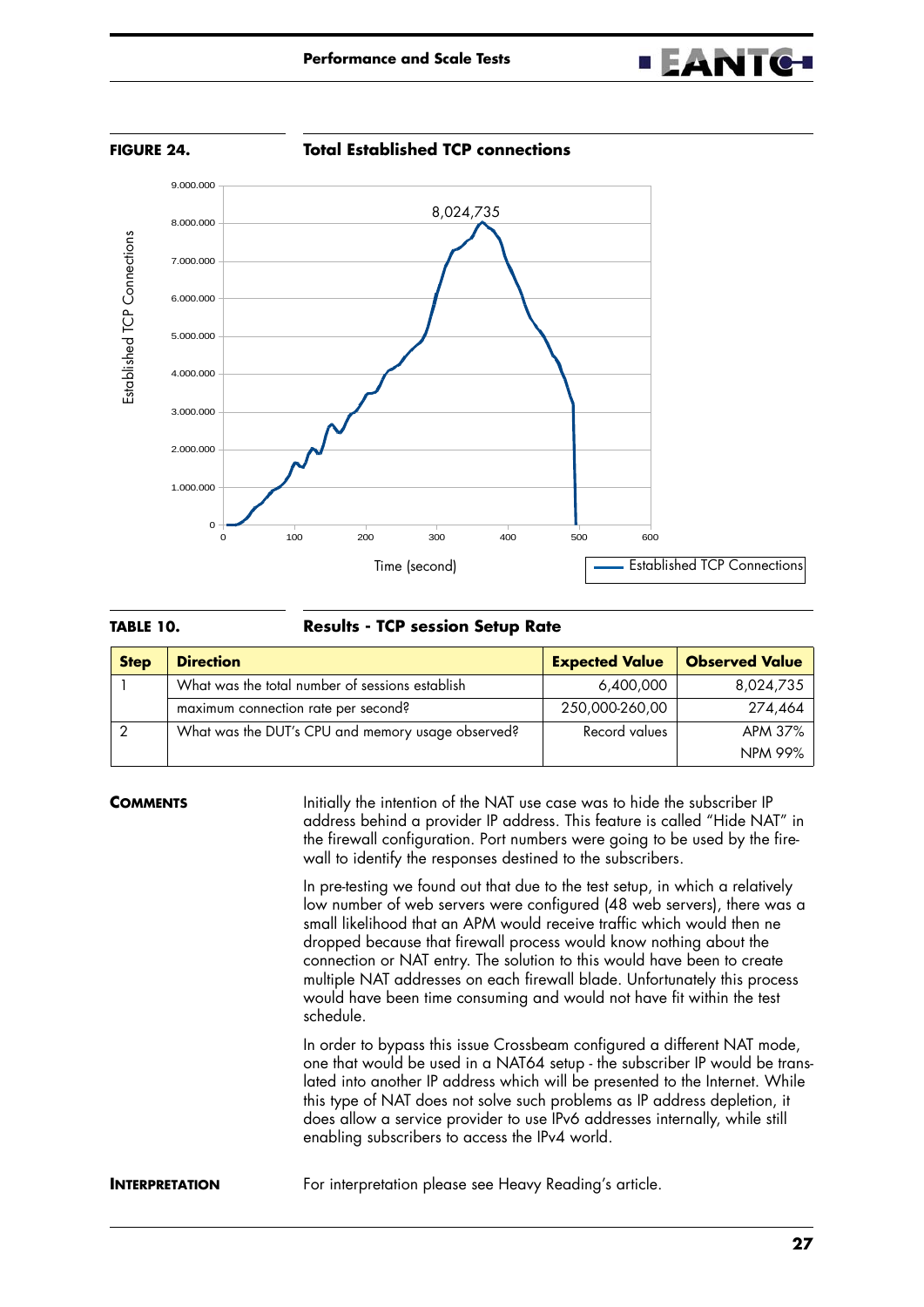**FIGURE 24.** **Total Established TCP connections**

Established TCP Connections

9.000.000
8.000.000
7.000.000
6.000.000
5.000.000
4.000.000
3.000.000
2.000.000
1.000.000
0

0 100 200 300 400 500 600

Time (second)

8,024,735

Established TCP Connections

**TABLE 10.** **Results - TCP session Setup Rate**

| Step | Direction | Expected Value | Observed Value |
|---|---|---|---|
| 1 | What was the total number of sessions establish | 6,400,000 | 8,024,735 |
| | maximum connection rate per second? | 250,000-260,00 | 274,464 |
| 2 | What was the DUT's CPU and memory usage observed? | Record values | APM 37%<br>NPM 99% |

**COMMENTS**

Initially the intention of the NAT use case was to hide the subscriber IP address behind a provider IP address. This feature is called "Hide NAT" in the firewall configuration. Port numbers were going to be used by the firewall to identify the responses destined to the subscribers.

In pre-testing we found out that due to the test setup, in which a relatively low number of web servers were configured (48 web servers), there was a small likelihood that an APM would receive traffic which would then ne dropped because that firewall process would know nothing about the connection or NAT entry. The solution to this would have been to create multiple NAT addresses on each firewall blade. Unfortunately this process would have been time consuming and would not have fit within the test schedule.

In order to bypass this issue Crossbeam configured a different NAT mode, one that would be used in a NAT64 setup - the subscriber IP would be translated into another IP address which will be presented to the Internet. While this type of NAT does not solve such problems as IP address depletion, it does allow a service provider to use IPv6 addresses internally, while still enabling subscribers to access the IPv4 world.

**INTERPRETATION**

For interpretation please see Heavy Reading's article.